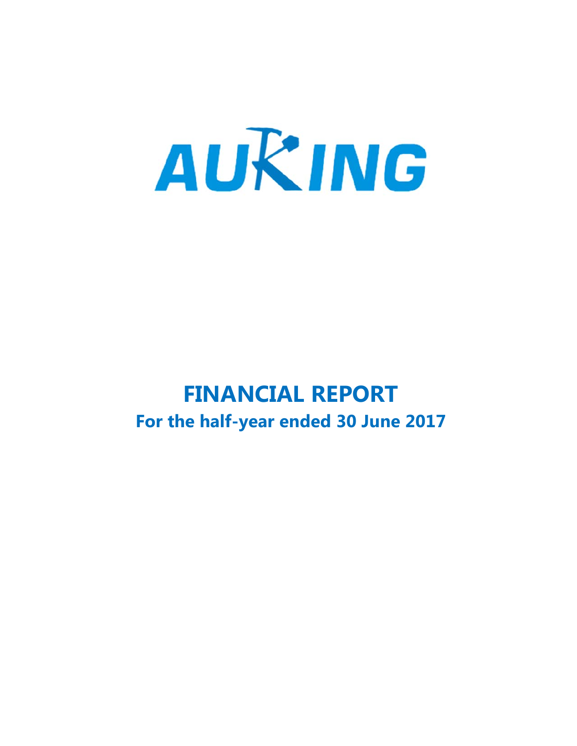AUKING

# FINANCIAL REPORT

## For the half-year ended 30 June 2017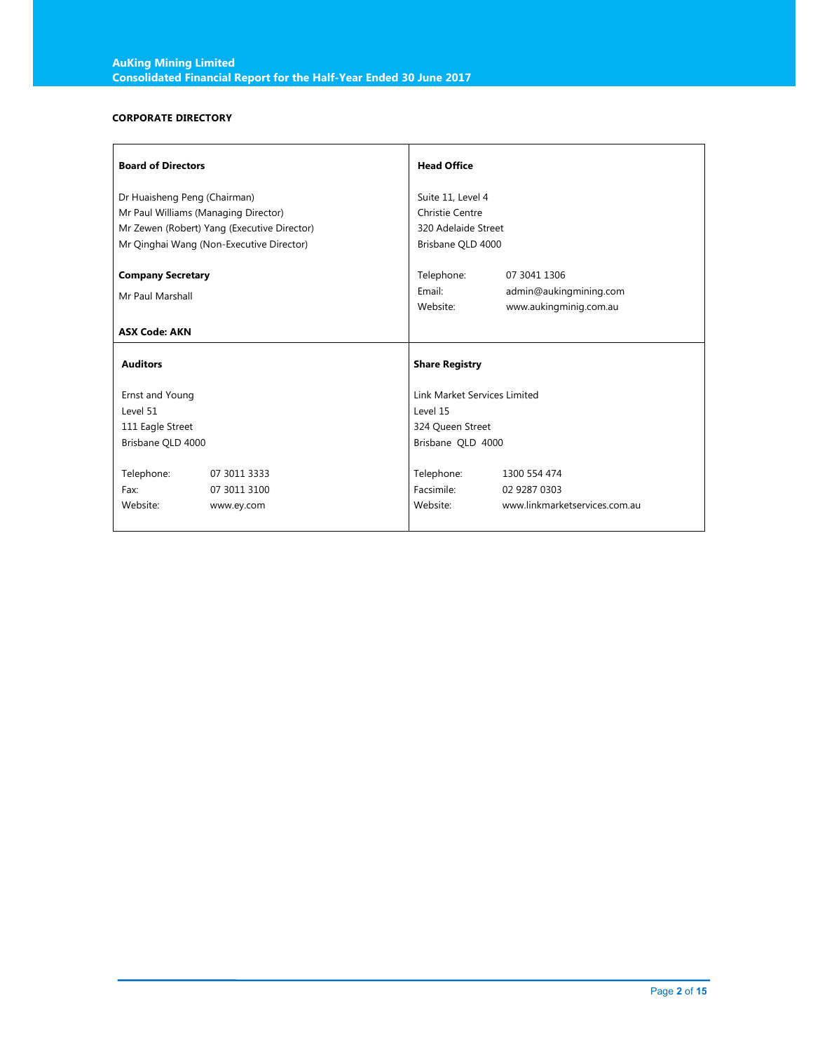## CORPORATE DIRECTORY

| **Board of Directors** | **Head Office** |
|---|---|
| Dr Huaisheng Peng (Chairman)<br>Mr Paul Williams (Managing Director)<br>Mr Zewen (Robert) Yang (Executive Director)<br>Mr Qinghai Wang (Non-Executive Director) | Suite 11, Level 4<br>Christie Centre<br>320 Adelaide Street<br>Brisbane QLD 4000 |
| **Company Secretary**<br><br>Mr Paul Marshall | Telephone: 07 3041 1306<br>Email: admin@aukingmining.com<br>Website: www.aukingminig.com.au |
| **ASX Code: AKN** | |

| **Auditors** | **Share Registry** |
|---|---|
| Ernst and Young<br>Level 51<br>111 Eagle Street<br>Brisbane QLD 4000 | Link Market Services Limited<br>Level 15<br>324 Queen Street<br>Brisbane QLD 4000 |
| Telephone: 07 3011 3333<br>Fax: 07 3011 3100<br>Website: www.ey.com | Telephone: 1300 554 474<br>Facsimile: 02 9287 0303<br>Website: www.linkmarketservices.com.au |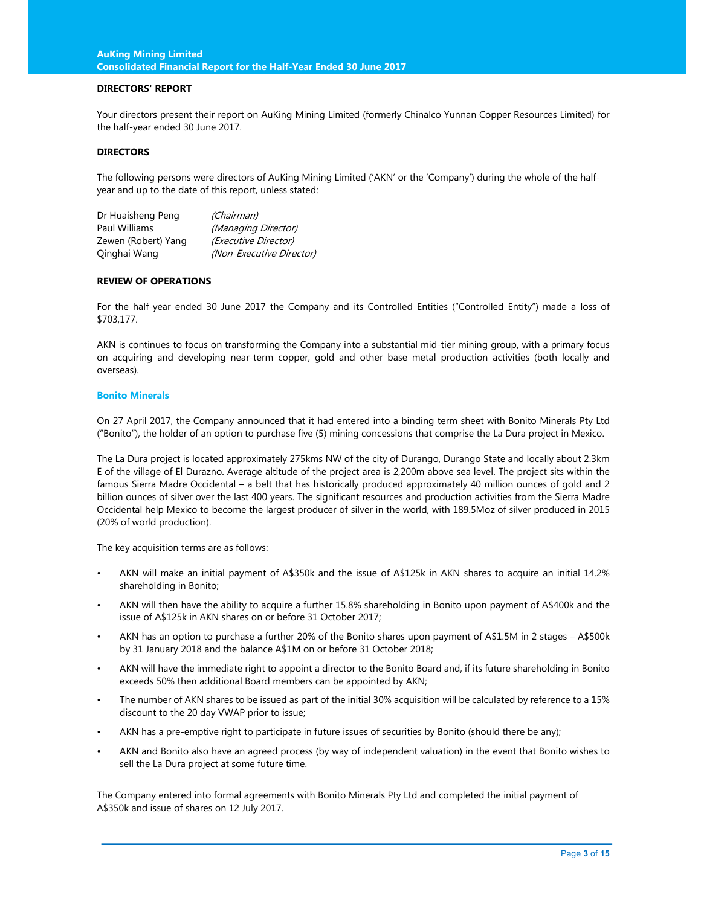## DIRECTORS' REPORT

Your directors present their report on AuKing Mining Limited (formerly Chinalco Yunnan Copper Resources Limited) for the half-year ended 30 June 2017.

## DIRECTORS

The following persons were directors of AuKing Mining Limited ('AKN' or the 'Company') during the whole of the half-year and up to the date of this report, unless stated:

| | |
|---|---|
| Dr Huaisheng Peng | *(Chairman)* |
| Paul Williams | *(Managing Director)* |
| Zewen (Robert) Yang | *(Executive Director)* |
| Qinghai Wang | *(Non-Executive Director)* |

## REVIEW OF OPERATIONS

For the half-year ended 30 June 2017 the Company and its Controlled Entities ("Controlled Entity") made a loss of $703,177.

AKN is continues to focus on transforming the Company into a substantial mid-tier mining group, with a primary focus on acquiring and developing near-term copper, gold and other base metal production activities (both locally and overseas).

### Bonito Minerals

On 27 April 2017, the Company announced that it had entered into a binding term sheet with Bonito Minerals Pty Ltd ("Bonito"), the holder of an option to purchase five (5) mining concessions that comprise the La Dura project in Mexico.

The La Dura project is located approximately 275kms NW of the city of Durango, Durango State and locally about 2.3km E of the village of El Durazno. Average altitude of the project area is 2,200m above sea level. The project sits within the famous Sierra Madre Occidental – a belt that has historically produced approximately 40 million ounces of gold and 2 billion ounces of silver over the last 400 years. The significant resources and production activities from the Sierra Madre Occidental help Mexico to become the largest producer of silver in the world, with 189.5Moz of silver produced in 2015 (20% of world production).

The key acquisition terms are as follows:

- AKN will make an initial payment of A$350k and the issue of A$125k in AKN shares to acquire an initial 14.2% shareholding in Bonito;
- AKN will then have the ability to acquire a further 15.8% shareholding in Bonito upon payment of A$400k and the issue of A$125k in AKN shares on or before 31 October 2017;
- AKN has an option to purchase a further 20% of the Bonito shares upon payment of A$1.5M in 2 stages – A$500k by 31 January 2018 and the balance A$1M on or before 31 October 2018;
- AKN will have the immediate right to appoint a director to the Bonito Board and, if its future shareholding in Bonito exceeds 50% then additional Board members can be appointed by AKN;
- The number of AKN shares to be issued as part of the initial 30% acquisition will be calculated by reference to a 15% discount to the 20 day VWAP prior to issue;
- AKN has a pre-emptive right to participate in future issues of securities by Bonito (should there be any);
- AKN and Bonito also have an agreed process (by way of independent valuation) in the event that Bonito wishes to sell the La Dura project at some future time.

The Company entered into formal agreements with Bonito Minerals Pty Ltd and completed the initial payment of A$350k and issue of shares on 12 July 2017.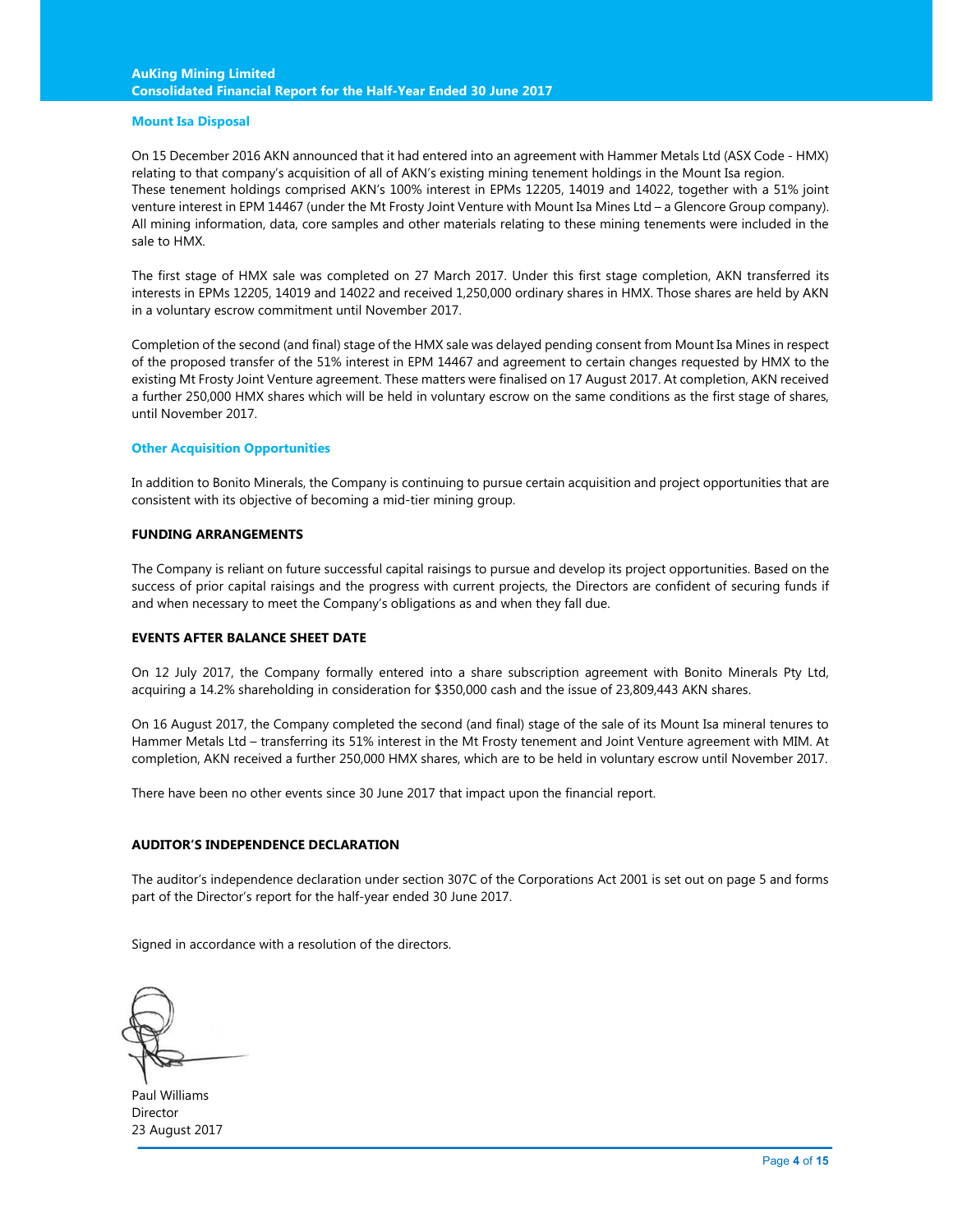### Mount Isa Disposal

On 15 December 2016 AKN announced that it had entered into an agreement with Hammer Metals Ltd (ASX Code - HMX) relating to that company's acquisition of all of AKN's existing mining tenement holdings in the Mount Isa region. These tenement holdings comprised AKN's 100% interest in EPMs 12205, 14019 and 14022, together with a 51% joint venture interest in EPM 14467 (under the Mt Frosty Joint Venture with Mount Isa Mines Ltd – a Glencore Group company). All mining information, data, core samples and other materials relating to these mining tenements were included in the sale to HMX.

The first stage of HMX sale was completed on 27 March 2017. Under this first stage completion, AKN transferred its interests in EPMs 12205, 14019 and 14022 and received 1,250,000 ordinary shares in HMX. Those shares are held by AKN in a voluntary escrow commitment until November 2017.

Completion of the second (and final) stage of the HMX sale was delayed pending consent from Mount Isa Mines in respect of the proposed transfer of the 51% interest in EPM 14467 and agreement to certain changes requested by HMX to the existing Mt Frosty Joint Venture agreement. These matters were finalised on 17 August 2017. At completion, AKN received a further 250,000 HMX shares which will be held in voluntary escrow on the same conditions as the first stage of shares, until November 2017.

### Other Acquisition Opportunities

In addition to Bonito Minerals, the Company is continuing to pursue certain acquisition and project opportunities that are consistent with its objective of becoming a mid-tier mining group.

## FUNDING ARRANGEMENTS

The Company is reliant on future successful capital raisings to pursue and develop its project opportunities. Based on the success of prior capital raisings and the progress with current projects, the Directors are confident of securing funds if and when necessary to meet the Company's obligations as and when they fall due.

## EVENTS AFTER BALANCE SHEET DATE

On 12 July 2017, the Company formally entered into a share subscription agreement with Bonito Minerals Pty Ltd, acquiring a 14.2% shareholding in consideration for $350,000 cash and the issue of 23,809,443 AKN shares.

On 16 August 2017, the Company completed the second (and final) stage of the sale of its Mount Isa mineral tenures to Hammer Metals Ltd – transferring its 51% interest in the Mt Frosty tenement and Joint Venture agreement with MIM. At completion, AKN received a further 250,000 HMX shares, which are to be held in voluntary escrow until November 2017.

There have been no other events since 30 June 2017 that impact upon the financial report.

## AUDITOR'S INDEPENDENCE DECLARATION

The auditor's independence declaration under section 307C of the Corporations Act 2001 is set out on page 5 and forms part of the Director's report for the half-year ended 30 June 2017.

Signed in accordance with a resolution of the directors.

Paul Williams
Director
23 August 2017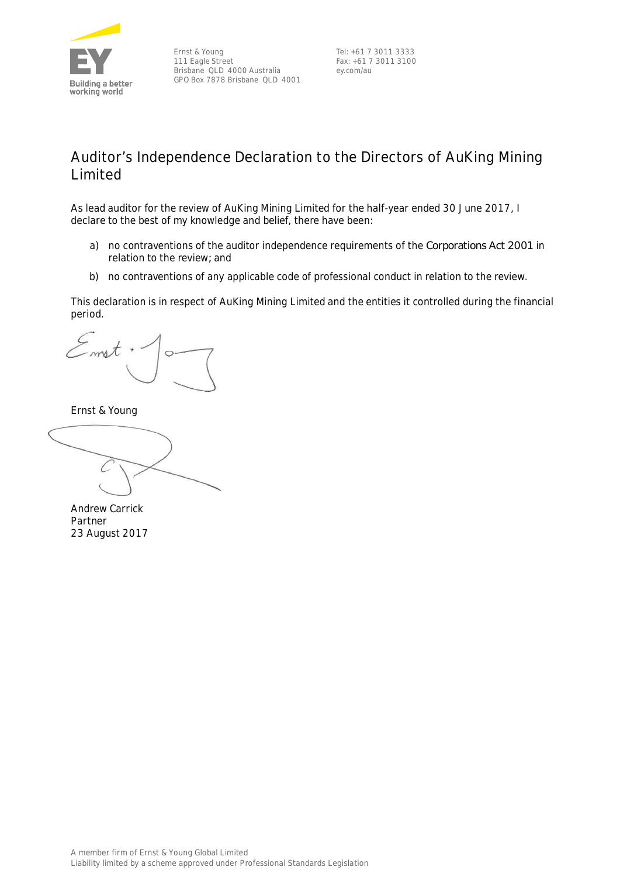Ernst & Young
111 Eagle Street
Brisbane QLD 4000 Australia
GPO Box 7878 Brisbane QLD 4001

Tel: +61 7 3011 3333
Fax: +61 7 3011 3100
ey.com/au

# Auditor's Independence Declaration to the Directors of AuKing Mining Limited

As lead auditor for the review of AuKing Mining Limited for the half-year ended 30 June 2017, I declare to the best of my knowledge and belief, there have been:

a) no contraventions of the auditor independence requirements of the *Corporations Act 2001* in relation to the review; and

b) no contraventions of any applicable code of professional conduct in relation to the review.

This declaration is in respect of AuKing Mining Limited and the entities it controlled during the financial period.

Ernst & Young

Andrew Carrick
Partner
23 August 2017

A member firm of Ernst & Young Global Limited
Liability limited by a scheme approved under Professional Standards Legislation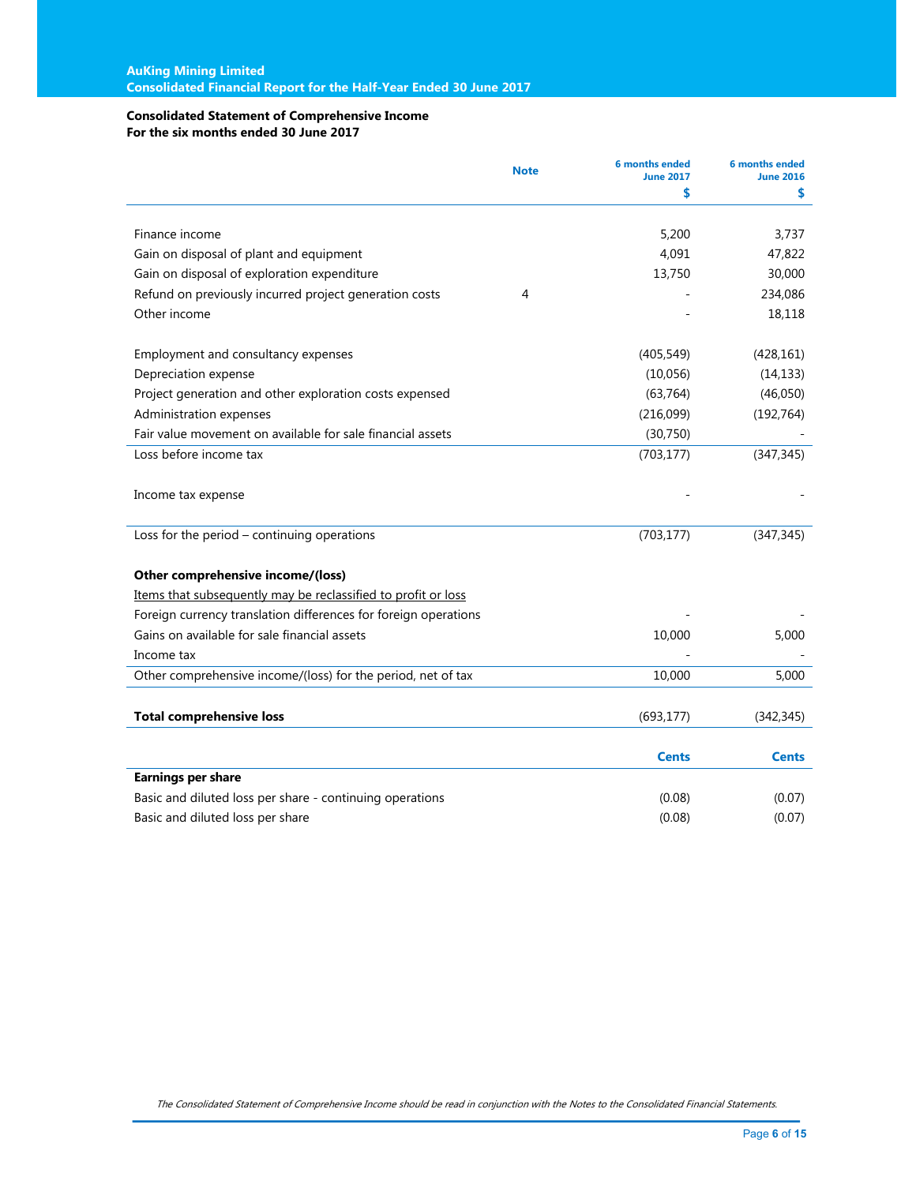## Consolidated Statement of Comprehensive Income
**For the six months ended 30 June 2017**

| | Note | 6 months ended June 2017 $ | 6 months ended June 2016 $ |
|---|---|---|---|
| Finance income | | 5,200 | 3,737 |
| Gain on disposal of plant and equipment | | 4,091 | 47,822 |
| Gain on disposal of exploration expenditure | | 13,750 | 30,000 |
| Refund on previously incurred project generation costs | 4 | - | 234,086 |
| Other income | | - | 18,118 |
| | | | |
| Employment and consultancy expenses | | (405,549) | (428,161) |
| Depreciation expense | | (10,056) | (14,133) |
| Project generation and other exploration costs expensed | | (63,764) | (46,050) |
| Administration expenses | | (216,099) | (192,764) |
| Fair value movement on available for sale financial assets | | (30,750) | - |
| Loss before income tax | | (703,177) | (347,345) |
| | | | |
| Income tax expense | | - | - |
| | | | |
| Loss for the period – continuing operations | | (703,177) | (347,345) |
| | | | |
| **Other comprehensive income/(loss)** | | | |
| Items that subsequently may be reclassified to profit or loss | | | |
| Foreign currency translation differences for foreign operations | | - | - |
| Gains on available for sale financial assets | | 10,000 | 5,000 |
| Income tax | | - | - |
| Other comprehensive income/(loss) for the period, net of tax | | 10,000 | 5,000 |
| | | | |
| **Total comprehensive loss** | | (693,177) | (342,345) |
| | | | |
| | | **Cents** | **Cents** |
| **Earnings per share** | | | |
| Basic and diluted loss per share - continuing operations | | (0.08) | (0.07) |
| Basic and diluted loss per share | | (0.08) | (0.07) |

*The Consolidated Statement of Comprehensive Income should be read in conjunction with the Notes to the Consolidated Financial Statements.*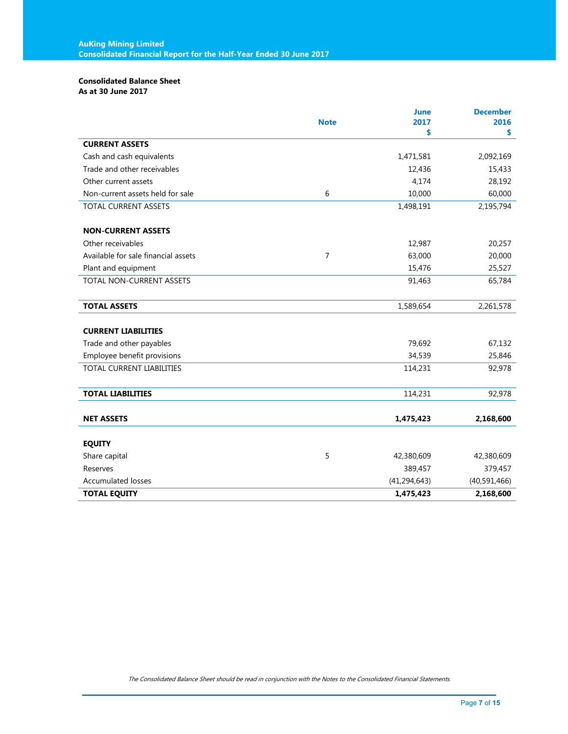**Consolidated Balance Sheet**
**As at 30 June 2017**

| | Note | June 2017 $ | December 2016 $ |
|---|---|---|---|
| **CURRENT ASSETS** | | | |
| Cash and cash equivalents | | 1,471,581 | 2,092,169 |
| Trade and other receivables | | 12,436 | 15,433 |
| Other current assets | | 4,174 | 28,192 |
| Non-current assets held for sale | 6 | 10,000 | 60,000 |
| TOTAL CURRENT ASSETS | | 1,498,191 | 2,195,794 |
| | | | |
| **NON-CURRENT ASSETS** | | | |
| Other receivables | | 12,987 | 20,257 |
| Available for sale financial assets | 7 | 63,000 | 20,000 |
| Plant and equipment | | 15,476 | 25,527 |
| TOTAL NON-CURRENT ASSETS | | 91,463 | 65,784 |
| | | | |
| **TOTAL ASSETS** | | 1,589,654 | 2,261,578 |
| | | | |
| **CURRENT LIABILITIES** | | | |
| Trade and other payables | | 79,692 | 67,132 |
| Employee benefit provisions | | 34,539 | 25,846 |
| TOTAL CURRENT LIABILITIES | | 114,231 | 92,978 |
| | | | |
| **TOTAL LIABILITIES** | | 114,231 | 92,978 |
| | | | |
| **NET ASSETS** | | **1,475,423** | **2,168,600** |
| | | | |
| **EQUITY** | | | |
| Share capital | 5 | 42,380,609 | 42,380,609 |
| Reserves | | 389,457 | 379,457 |
| Accumulated losses | | (41,294,643) | (40,591,466) |
| **TOTAL EQUITY** | | **1,475,423** | **2,168,600** |

*The Consolidated Balance Sheet should be read in conjunction with the Notes to the Consolidated Financial Statements.*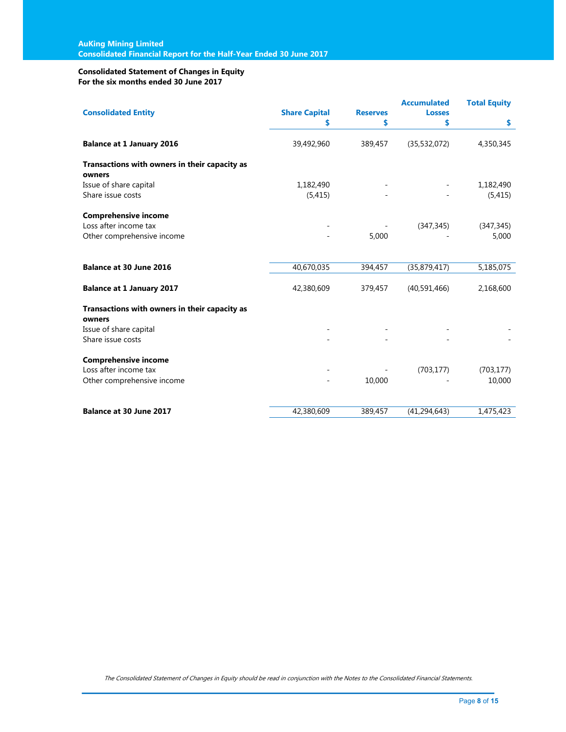## Consolidated Statement of Changes in Equity
**For the six months ended 30 June 2017**

| Consolidated Entity | Share Capital $ | Reserves $ | Accumulated Losses $ | Total Equity $ |
|---|---|---|---|---|
| **Balance at 1 January 2016** | 39,492,960 | 389,457 | (35,532,072) | 4,350,345 |
| **Transactions with owners in their capacity as owners** | | | | |
| Issue of share capital | 1,182,490 | - | - | 1,182,490 |
| Share issue costs | (5,415) | - | - | (5,415) |
| **Comprehensive income** | | | | |
| Loss after income tax | - | - | (347,345) | (347,345) |
| Other comprehensive income | - | 5,000 | - | 5,000 |
| **Balance at 30 June 2016** | 40,670,035 | 394,457 | (35,879,417) | 5,185,075 |
| **Balance at 1 January 2017** | 42,380,609 | 379,457 | (40,591,466) | 2,168,600 |
| **Transactions with owners in their capacity as owners** | | | | |
| Issue of share capital | - | - | - | - |
| Share issue costs | - | - | - | - |
| **Comprehensive income** | | | | |
| Loss after income tax | - | - | (703,177) | (703,177) |
| Other comprehensive income | - | 10,000 | - | 10,000 |
| **Balance at 30 June 2017** | 42,380,609 | 389,457 | (41,294,643) | 1,475,423 |

*The Consolidated Statement of Changes in Equity should be read in conjunction with the Notes to the Consolidated Financial Statements.*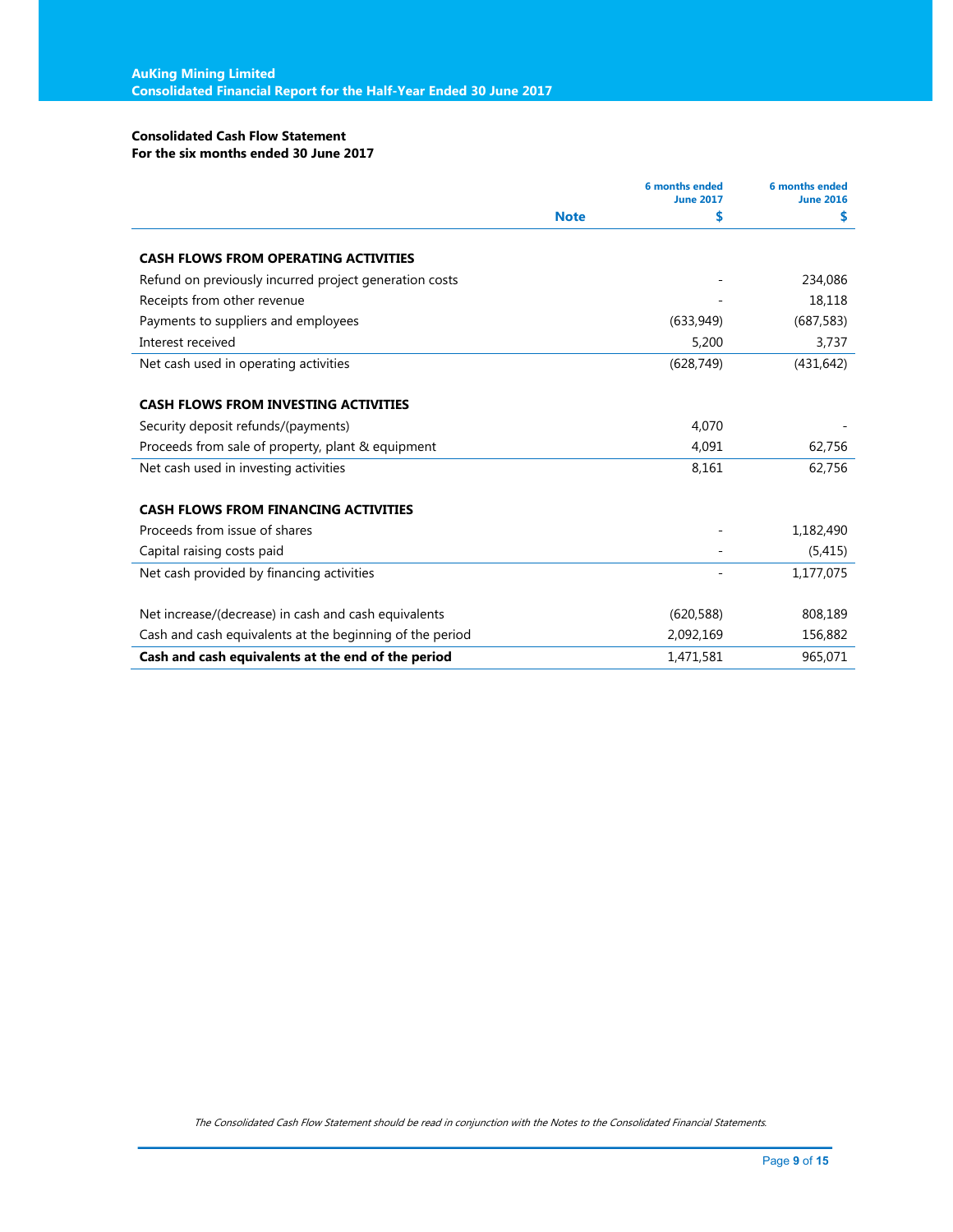**Consolidated Cash Flow Statement**
**For the six months ended 30 June 2017**

| | Note | 6 months ended June 2017<br>$ | 6 months ended June 2016<br>$ |
|---|---|---|---|
| **CASH FLOWS FROM OPERATING ACTIVITIES** | | | |
| Refund on previously incurred project generation costs | | - | 234,086 |
| Receipts from other revenue | | - | 18,118 |
| Payments to suppliers and employees | | (633,949) | (687,583) |
| Interest received | | 5,200 | 3,737 |
| Net cash used in operating activities | | (628,749) | (431,642) |
| **CASH FLOWS FROM INVESTING ACTIVITIES** | | | |
| Security deposit refunds/(payments) | | 4,070 | - |
| Proceeds from sale of property, plant & equipment | | 4,091 | 62,756 |
| Net cash used in investing activities | | 8,161 | 62,756 |
| **CASH FLOWS FROM FINANCING ACTIVITIES** | | | |
| Proceeds from issue of shares | | - | 1,182,490 |
| Capital raising costs paid | | - | (5,415) |
| Net cash provided by financing activities | | - | 1,177,075 |
| Net increase/(decrease) in cash and cash equivalents | | (620,588) | 808,189 |
| Cash and cash equivalents at the beginning of the period | | 2,092,169 | 156,882 |
| **Cash and cash equivalents at the end of the period** | | 1,471,581 | 965,071 |

*The Consolidated Cash Flow Statement should be read in conjunction with the Notes to the Consolidated Financial Statements.*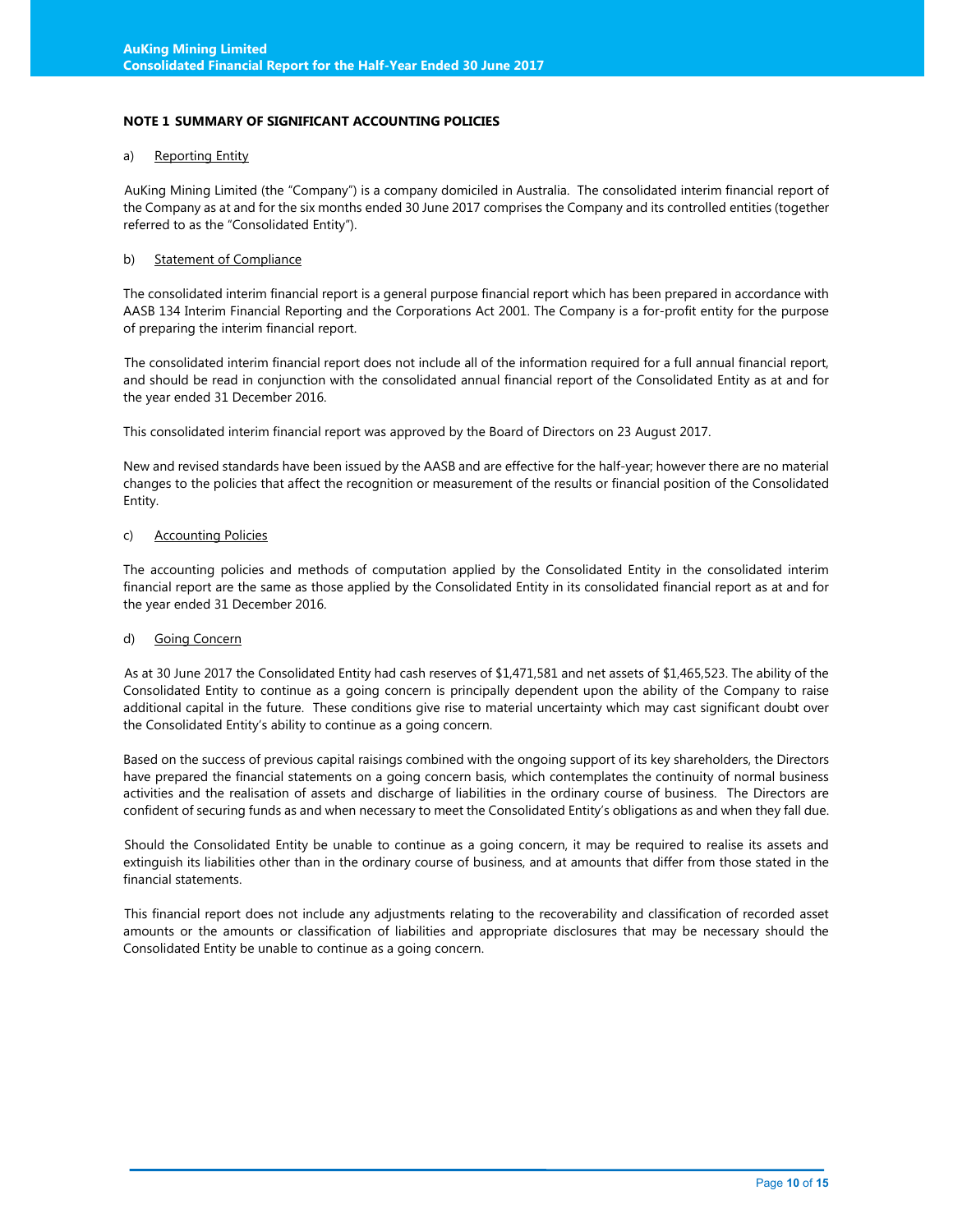## NOTE 1 SUMMARY OF SIGNIFICANT ACCOUNTING POLICIES

a) Reporting Entity

AuKing Mining Limited (the "Company") is a company domiciled in Australia. The consolidated interim financial report of the Company as at and for the six months ended 30 June 2017 comprises the Company and its controlled entities (together referred to as the "Consolidated Entity").

b) Statement of Compliance

The consolidated interim financial report is a general purpose financial report which has been prepared in accordance with AASB 134 Interim Financial Reporting and the Corporations Act 2001. The Company is a for-profit entity for the purpose of preparing the interim financial report.

The consolidated interim financial report does not include all of the information required for a full annual financial report, and should be read in conjunction with the consolidated annual financial report of the Consolidated Entity as at and for the year ended 31 December 2016.

This consolidated interim financial report was approved by the Board of Directors on 23 August 2017.

New and revised standards have been issued by the AASB and are effective for the half-year; however there are no material changes to the policies that affect the recognition or measurement of the results or financial position of the Consolidated Entity.

c) Accounting Policies

The accounting policies and methods of computation applied by the Consolidated Entity in the consolidated interim financial report are the same as those applied by the Consolidated Entity in its consolidated financial report as at and for the year ended 31 December 2016.

d) Going Concern

As at 30 June 2017 the Consolidated Entity had cash reserves of $1,471,581 and net assets of $1,465,523. The ability of the Consolidated Entity to continue as a going concern is principally dependent upon the ability of the Company to raise additional capital in the future. These conditions give rise to material uncertainty which may cast significant doubt over the Consolidated Entity's ability to continue as a going concern.

Based on the success of previous capital raisings combined with the ongoing support of its key shareholders, the Directors have prepared the financial statements on a going concern basis, which contemplates the continuity of normal business activities and the realisation of assets and discharge of liabilities in the ordinary course of business. The Directors are confident of securing funds as and when necessary to meet the Consolidated Entity's obligations as and when they fall due.

Should the Consolidated Entity be unable to continue as a going concern, it may be required to realise its assets and extinguish its liabilities other than in the ordinary course of business, and at amounts that differ from those stated in the financial statements.

This financial report does not include any adjustments relating to the recoverability and classification of recorded asset amounts or the amounts or classification of liabilities and appropriate disclosures that may be necessary should the Consolidated Entity be unable to continue as a going concern.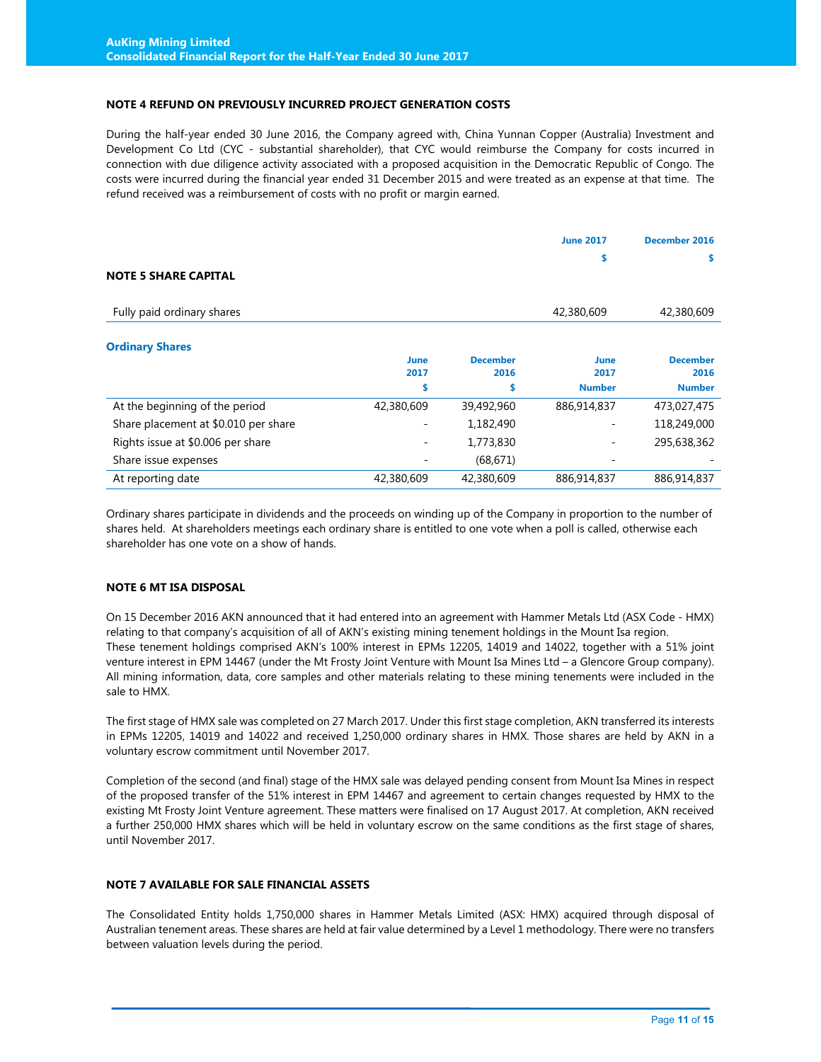### NOTE 4 REFUND ON PREVIOUSLY INCURRED PROJECT GENERATION COSTS

During the half-year ended 30 June 2016, the Company agreed with, China Yunnan Copper (Australia) Investment and Development Co Ltd (CYC - substantial shareholder), that CYC would reimburse the Company for costs incurred in connection with due diligence activity associated with a proposed acquisition in the Democratic Republic of Congo. The costs were incurred during the financial year ended 31 December 2015 and were treated as an expense at that time. The refund received was a reimbursement of costs with no profit or margin earned.

### NOTE 5 SHARE CAPITAL

| | June 2017 | December 2016 |
|---|---|---|
| | $ | $ |
| Fully paid ordinary shares | 42,380,609 | 42,380,609 |

**Ordinary Shares**

| | June 2017 | December 2016 | June 2017 | December 2016 |
|---|---|---|---|---|
| | $ | $ | Number | Number |
| At the beginning of the period | 42,380,609 | 39,492,960 | 886,914,837 | 473,027,475 |
| Share placement at $0.010 per share | - | 1,182,490 | - | 118,249,000 |
| Rights issue at $0.006 per share | - | 1,773,830 | - | 295,638,362 |
| Share issue expenses | - | (68,671) | - | - |
| At reporting date | 42,380,609 | 42,380,609 | 886,914,837 | 886,914,837 |

Ordinary shares participate in dividends and the proceeds on winding up of the Company in proportion to the number of shares held. At shareholders meetings each ordinary share is entitled to one vote when a poll is called, otherwise each shareholder has one vote on a show of hands.

### NOTE 6 MT ISA DISPOSAL

On 15 December 2016 AKN announced that it had entered into an agreement with Hammer Metals Ltd (ASX Code - HMX) relating to that company's acquisition of all of AKN's existing mining tenement holdings in the Mount Isa region.
These tenement holdings comprised AKN's 100% interest in EPMs 12205, 14019 and 14022, together with a 51% joint venture interest in EPM 14467 (under the Mt Frosty Joint Venture with Mount Isa Mines Ltd – a Glencore Group company). All mining information, data, core samples and other materials relating to these mining tenements were included in the sale to HMX.

The first stage of HMX sale was completed on 27 March 2017. Under this first stage completion, AKN transferred its interests in EPMs 12205, 14019 and 14022 and received 1,250,000 ordinary shares in HMX. Those shares are held by AKN in a voluntary escrow commitment until November 2017.

Completion of the second (and final) stage of the HMX sale was delayed pending consent from Mount Isa Mines in respect of the proposed transfer of the 51% interest in EPM 14467 and agreement to certain changes requested by HMX to the existing Mt Frosty Joint Venture agreement. These matters were finalised on 17 August 2017. At completion, AKN received a further 250,000 HMX shares which will be held in voluntary escrow on the same conditions as the first stage of shares, until November 2017.

### NOTE 7 AVAILABLE FOR SALE FINANCIAL ASSETS

The Consolidated Entity holds 1,750,000 shares in Hammer Metals Limited (ASX: HMX) acquired through disposal of Australian tenement areas. These shares are held at fair value determined by a Level 1 methodology. There were no transfers between valuation levels during the period.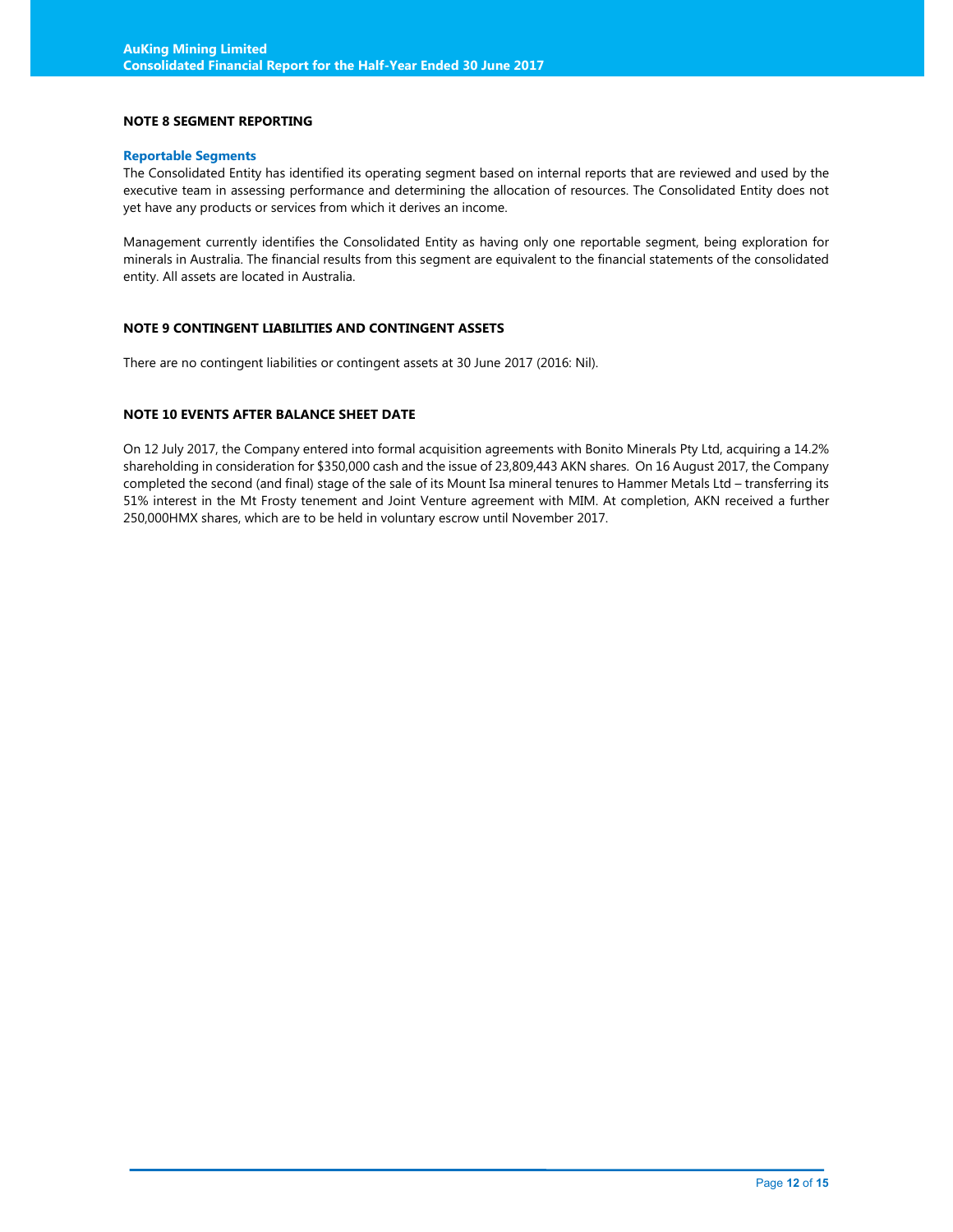## NOTE 8 SEGMENT REPORTING

### Reportable Segments

The Consolidated Entity has identified its operating segment based on internal reports that are reviewed and used by the executive team in assessing performance and determining the allocation of resources. The Consolidated Entity does not yet have any products or services from which it derives an income.

Management currently identifies the Consolidated Entity as having only one reportable segment, being exploration for minerals in Australia. The financial results from this segment are equivalent to the financial statements of the consolidated entity. All assets are located in Australia.

## NOTE 9 CONTINGENT LIABILITIES AND CONTINGENT ASSETS

There are no contingent liabilities or contingent assets at 30 June 2017 (2016: Nil).

## NOTE 10 EVENTS AFTER BALANCE SHEET DATE

On 12 July 2017, the Company entered into formal acquisition agreements with Bonito Minerals Pty Ltd, acquiring a 14.2% shareholding in consideration for $350,000 cash and the issue of 23,809,443 AKN shares. On 16 August 2017, the Company completed the second (and final) stage of the sale of its Mount Isa mineral tenures to Hammer Metals Ltd – transferring its 51% interest in the Mt Frosty tenement and Joint Venture agreement with MIM. At completion, AKN received a further 250,000HMX shares, which are to be held in voluntary escrow until November 2017.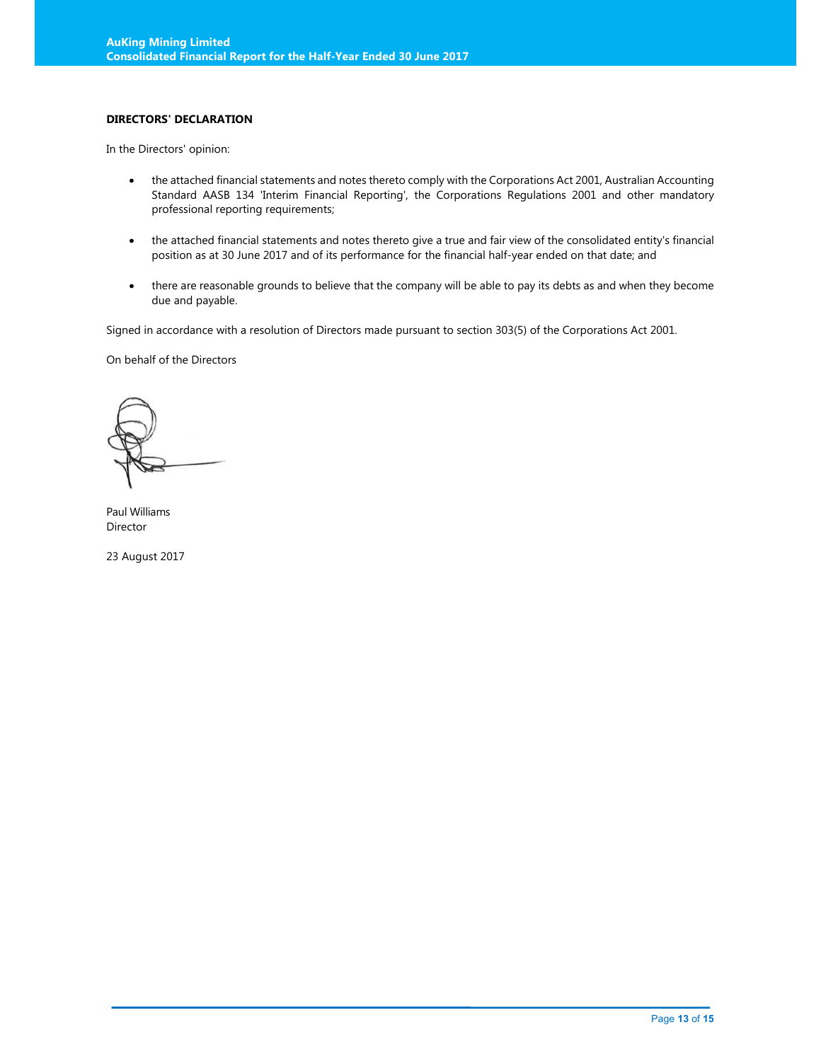## DIRECTORS' DECLARATION

In the Directors' opinion:

- the attached financial statements and notes thereto comply with the Corporations Act 2001, Australian Accounting Standard AASB 134 'Interim Financial Reporting', the Corporations Regulations 2001 and other mandatory professional reporting requirements;
- the attached financial statements and notes thereto give a true and fair view of the consolidated entity's financial position as at 30 June 2017 and of its performance for the financial half-year ended on that date; and
- there are reasonable grounds to believe that the company will be able to pay its debts as and when they become due and payable.

Signed in accordance with a resolution of Directors made pursuant to section 303(5) of the Corporations Act 2001.

On behalf of the Directors

Paul Williams
Director

23 August 2017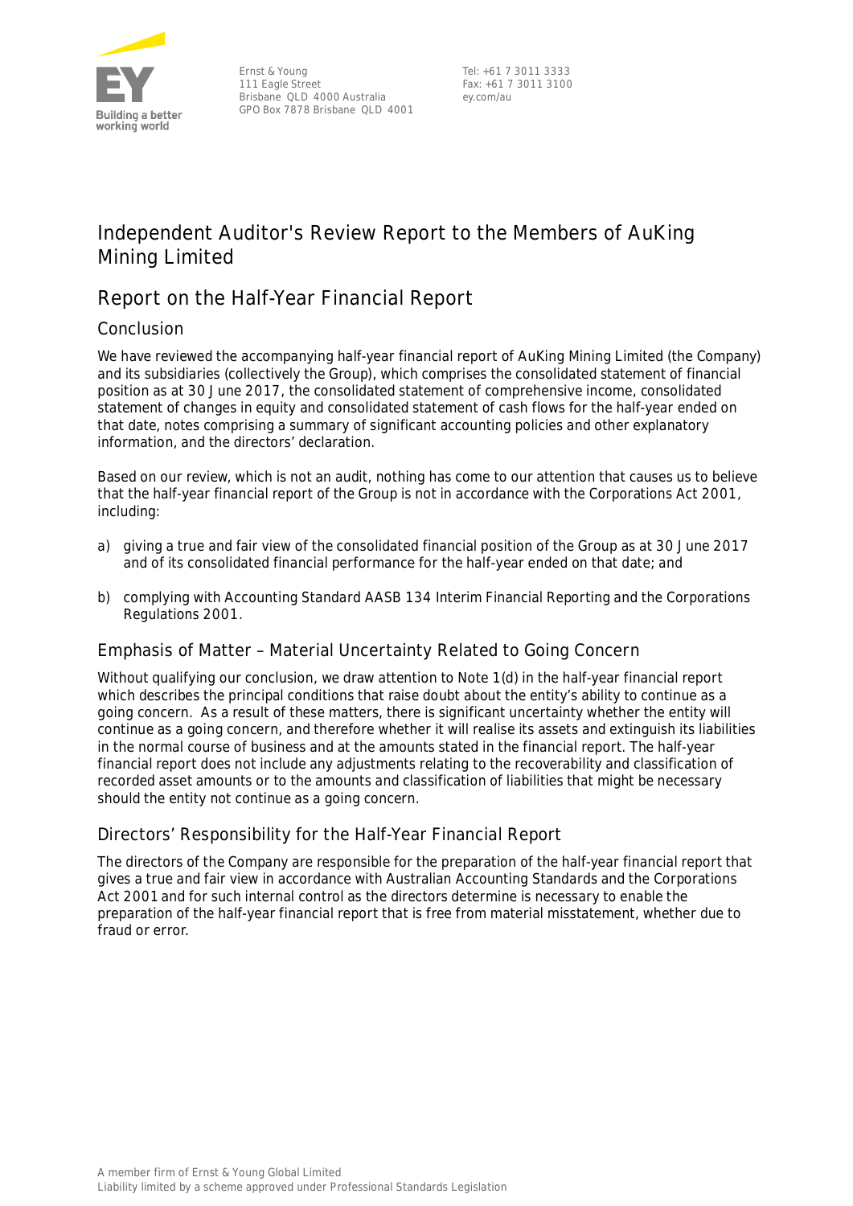Ernst & Young
111 Eagle Street
Brisbane QLD 4000 Australia
GPO Box 7878 Brisbane QLD 4001

Tel: +61 7 3011 3333
Fax: +61 7 3011 3100
ey.com/au

# Independent Auditor's Review Report to the Members of AuKing Mining Limited

## Report on the Half-Year Financial Report

### Conclusion

We have reviewed the accompanying half-year financial report of AuKing Mining Limited (the Company) and its subsidiaries (collectively the Group), which comprises the consolidated statement of financial position as at 30 June 2017, the consolidated statement of comprehensive income, consolidated statement of changes in equity and consolidated statement of cash flows for the half-year ended on that date, notes comprising a summary of significant accounting policies and other explanatory information, and the directors' declaration.

Based on our review, which is not an audit, nothing has come to our attention that causes us to believe that the half-year financial report of the Group is not in accordance with the Corporations Act 2001, including:

a) giving a true and fair view of the consolidated financial position of the Group as at 30 June 2017 and of its consolidated financial performance for the half-year ended on that date; and

b) complying with Accounting Standard AASB 134 Interim Financial Reporting and the Corporations Regulations 2001.

### Emphasis of Matter – Material Uncertainty Related to Going Concern

Without qualifying our conclusion, we draw attention to Note 1(d) in the half-year financial report which describes the principal conditions that raise doubt about the entity's ability to continue as a going concern. As a result of these matters, there is significant uncertainty whether the entity will continue as a going concern, and therefore whether it will realise its assets and extinguish its liabilities in the normal course of business and at the amounts stated in the financial report. The half-year financial report does not include any adjustments relating to the recoverability and classification of recorded asset amounts or to the amounts and classification of liabilities that might be necessary should the entity not continue as a going concern.

### Directors' Responsibility for the Half-Year Financial Report

The directors of the Company are responsible for the preparation of the half-year financial report that gives a true and fair view in accordance with Australian Accounting Standards and the Corporations Act 2001 and for such internal control as the directors determine is necessary to enable the preparation of the half-year financial report that is free from material misstatement, whether due to fraud or error.

A member firm of Ernst & Young Global Limited
Liability limited by a scheme approved under Professional Standards Legislation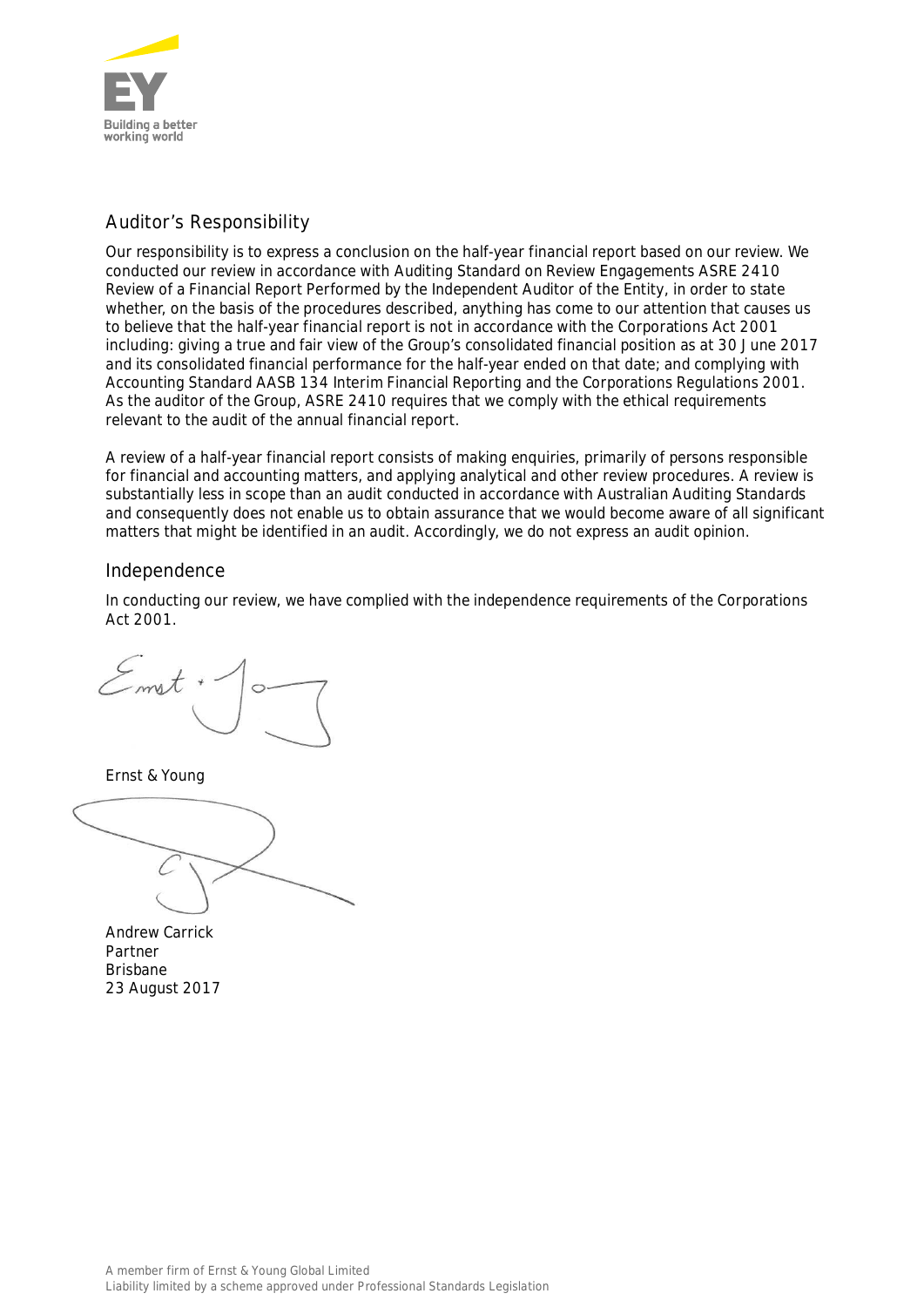## Auditor's Responsibility

Our responsibility is to express a conclusion on the half-year financial report based on our review. We conducted our review in accordance with Auditing Standard on Review Engagements ASRE 2410 Review of a Financial Report Performed by the Independent Auditor of the Entity, in order to state whether, on the basis of the procedures described, anything has come to our attention that causes us to believe that the half-year financial report is not in accordance with the Corporations Act 2001 including: giving a true and fair view of the Group's consolidated financial position as at 30 June 2017 and its consolidated financial performance for the half-year ended on that date; and complying with Accounting Standard AASB 134 Interim Financial Reporting and the Corporations Regulations 2001. As the auditor of the Group, ASRE 2410 requires that we comply with the ethical requirements relevant to the audit of the annual financial report.

A review of a half-year financial report consists of making enquiries, primarily of persons responsible for financial and accounting matters, and applying analytical and other review procedures. A review is substantially less in scope than an audit conducted in accordance with Australian Auditing Standards and consequently does not enable us to obtain assurance that we would become aware of all significant matters that might be identified in an audit. Accordingly, we do not express an audit opinion.

## Independence

In conducting our review, we have complied with the independence requirements of the Corporations Act 2001.

Ernst & Young

Andrew Carrick
Partner
Brisbane
23 August 2017

A member firm of Ernst & Young Global Limited
Liability limited by a scheme approved under Professional Standards Legislation